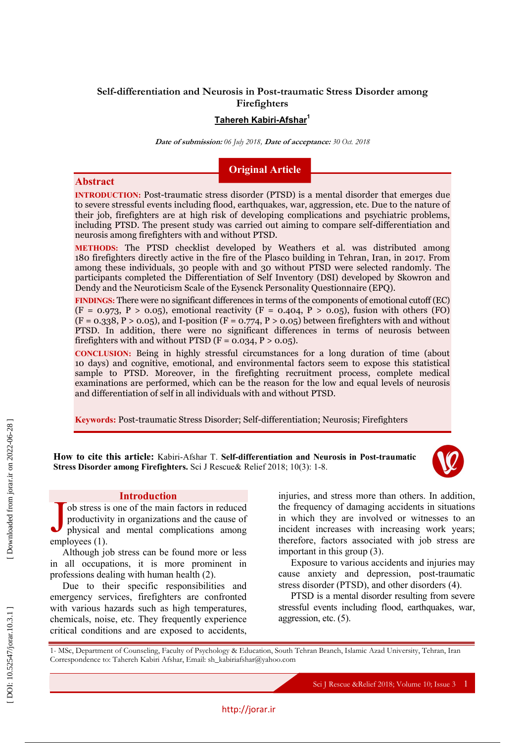# Self-differentiation and Neurosis in Post-traumatic Stress Disorder among Firefighters

**Tahereh Kabiri-Afshar[1]**

***Date of submission:*** *06 July 2018,* ***Date of acceptance:*** *30 Oct. 2018*

**Original Article**

## Abstract

**INTRODUCTION:** Post-traumatic stress disorder (PTSD) is a mental disorder that emerges due to severe stressful events including flood, earthquakes, war, aggression, etc. Due to the nature of their job, firefighters are at high risk of developing complications and psychiatric problems, including PTSD. The present study was carried out aiming to compare self-differentiation and neurosis among firefighters with and without PTSD.

**METHODS:** The PTSD checklist developed by Weathers et al. was distributed among 180 firefighters directly active in the fire of the Plasco building in Tehran, Iran, in 2017. From among these individuals, 30 people with and 30 without PTSD were selected randomly. The participants completed the Differentiation of Self Inventory (DSI) developed by Skowron and Dendy and the Neuroticism Scale of the Eysenck Personality Questionnaire (EPQ).

**FINDINGS:** There were no significant differences in terms of the components of emotional cutoff (EC) ($F = 0.973$, $P > 0.05$), emotional reactivity ($F = 0.404$, $P > 0.05$), fusion with others (FO) ($F = 0.338$, $P > 0.05$), and I-position ($F = 0.774$, $P > 0.05$) between firefighters with and without PTSD. In addition, there were no significant differences in terms of neurosis between firefighters with and without PTSD ($F = 0.034$, $P > 0.05$).

**CONCLUSION:** Being in highly stressful circumstances for a long duration of time (about 10 days) and cognitive, emotional, and environmental factors seem to expose this statistical sample to PTSD. Moreover, in the firefighting recruitment process, complete medical examinations are performed, which can be the reason for the low and equal levels of neurosis and differentiation of self in all individuals with and without PTSD.

**Keywords:** Post-traumatic Stress Disorder; Self-differentiation; Neurosis; Firefighters

**How to cite this article:** Kabiri-Afshar T. **Self-differentiation and Neurosis in Post-traumatic Stress Disorder among Firefighters.** Sci J Rescue& Relief 2018; 10(3): 1-8.

## Introduction

Job stress is one of the main factors in reduced productivity in organizations and the cause of physical and mental complications among employees (1).

Although job stress can be found more or less in all occupations, it is more prominent in professions dealing with human health (2).

Due to their specific responsibilities and emergency services, firefighters are confronted with various hazards such as high temperatures, chemicals, noise, etc. They frequently experience critical conditions and are exposed to accidents, injuries, and stress more than others. In addition, the frequency of damaging accidents in situations in which they are involved or witnesses to an incident increases with increasing work years; therefore, factors associated with job stress are important in this group (3).

Exposure to various accidents and injuries may cause anxiety and depression, post-traumatic stress disorder (PTSD), and other disorders (4).

PTSD is a mental disorder resulting from severe stressful events including flood, earthquakes, war, aggression, etc. (5).

1- MSc, Department of Counseling, Faculty of Psychology & Education, South Tehran Branch, Islamic Azad University, Tehran, Iran
Correspondence to: Tahereh Kabiri Afshar, Email: sh_kabiriafshar@yahoo.com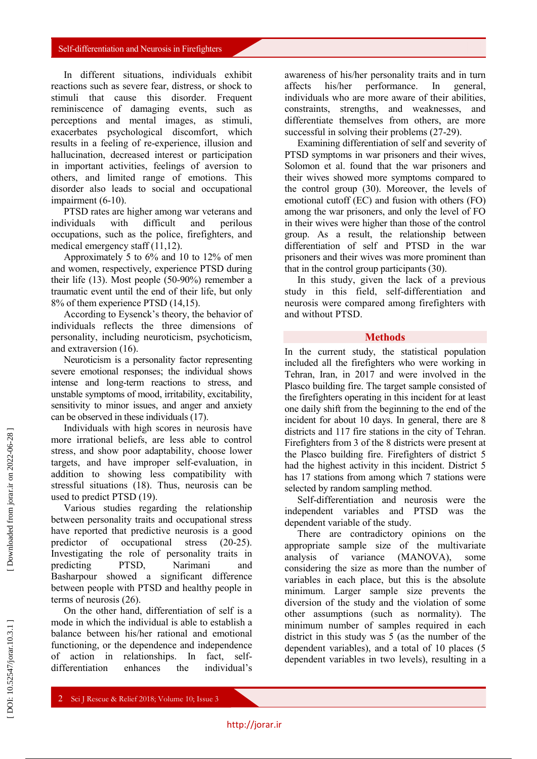In different situations, individuals exhibit reactions such as severe fear, distress, or shock to stimuli that cause this disorder. Frequent reminiscence of damaging events, such as perceptions and mental images, as stimuli, exacerbates psychological discomfort, which results in a feeling of re-experience, illusion and hallucination, decreased interest or participation in important activities, feelings of aversion to others, and limited range of emotions. This disorder also leads to social and occupational impairment (6-10).

PTSD rates are higher among war veterans and individuals with difficult and perilous occupations, such as the police, firefighters, and medical emergency staff (11,12).

Approximately 5 to 6% and 10 to 12% of men and women, respectively, experience PTSD during their life (13). Most people (50-90%) remember a traumatic event until the end of their life, but only 8% of them experience PTSD (14,15).

According to Eysenck's theory, the behavior of individuals reflects the three dimensions of personality, including neuroticism, psychoticism, and extraversion (16).

Neuroticism is a personality factor representing severe emotional responses; the individual shows intense and long-term reactions to stress, and unstable symptoms of mood, irritability, excitability, sensitivity to minor issues, and anger and anxiety can be observed in these individuals (17).

Individuals with high scores in neurosis have more irrational beliefs, are less able to control stress, and show poor adaptability, choose lower targets, and have improper self-evaluation, in addition to showing less compatibility with stressful situations (18). Thus, neurosis can be used to predict PTSD (19).

Various studies regarding the relationship between personality traits and occupational stress have reported that predictive neurosis is a good predictor of occupational stress (20-25). Investigating the role of personality traits in predicting PTSD, Narimani and Basharpour showed a significant difference between people with PTSD and healthy people in terms of neurosis (26).

On the other hand, differentiation of self is a mode in which the individual is able to establish a balance between his/her rational and emotional functioning, or the dependence and independence of action in relationships. In fact, self-differentiation enhances the individual's awareness of his/her personality traits and in turn affects his/her performance. In general, individuals who are more aware of their abilities, constraints, strengths, and weaknesses, and differentiate themselves from others, are more successful in solving their problems (27-29).

Examining differentiation of self and severity of PTSD symptoms in war prisoners and their wives, Solomon et al. found that the war prisoners and their wives showed more symptoms compared to the control group (30). Moreover, the levels of emotional cutoff (EC) and fusion with others (FO) among the war prisoners, and only the level of FO in their wives were higher than those of the control group. As a result, the relationship between differentiation of self and PTSD in the war prisoners and their wives was more prominent than that in the control group participants (30).

In this study, given the lack of a previous study in this field, self-differentiation and neurosis were compared among firefighters with and without PTSD.

## Methods

In the current study, the statistical population included all the firefighters who were working in Tehran, Iran, in 2017 and were involved in the Plasco building fire. The target sample consisted of the firefighters operating in this incident for at least one daily shift from the beginning to the end of the incident for about 10 days. In general, there are 8 districts and 117 fire stations in the city of Tehran. Firefighters from 3 of the 8 districts were present at the Plasco building fire. Firefighters of district 5 had the highest activity in this incident. District 5 has 17 stations from among which 7 stations were selected by random sampling method.

Self-differentiation and neurosis were the independent variables and PTSD was the dependent variable of the study.

There are contradictory opinions on the appropriate sample size of the multivariate analysis of variance (MANOVA), some considering the size as more than the number of variables in each place, but this is the absolute minimum. Larger sample size prevents the diversion of the study and the violation of some other assumptions (such as normality). The minimum number of samples required in each district in this study was 5 (as the number of the dependent variables), and a total of 10 places (5 dependent variables in two levels), resulting in a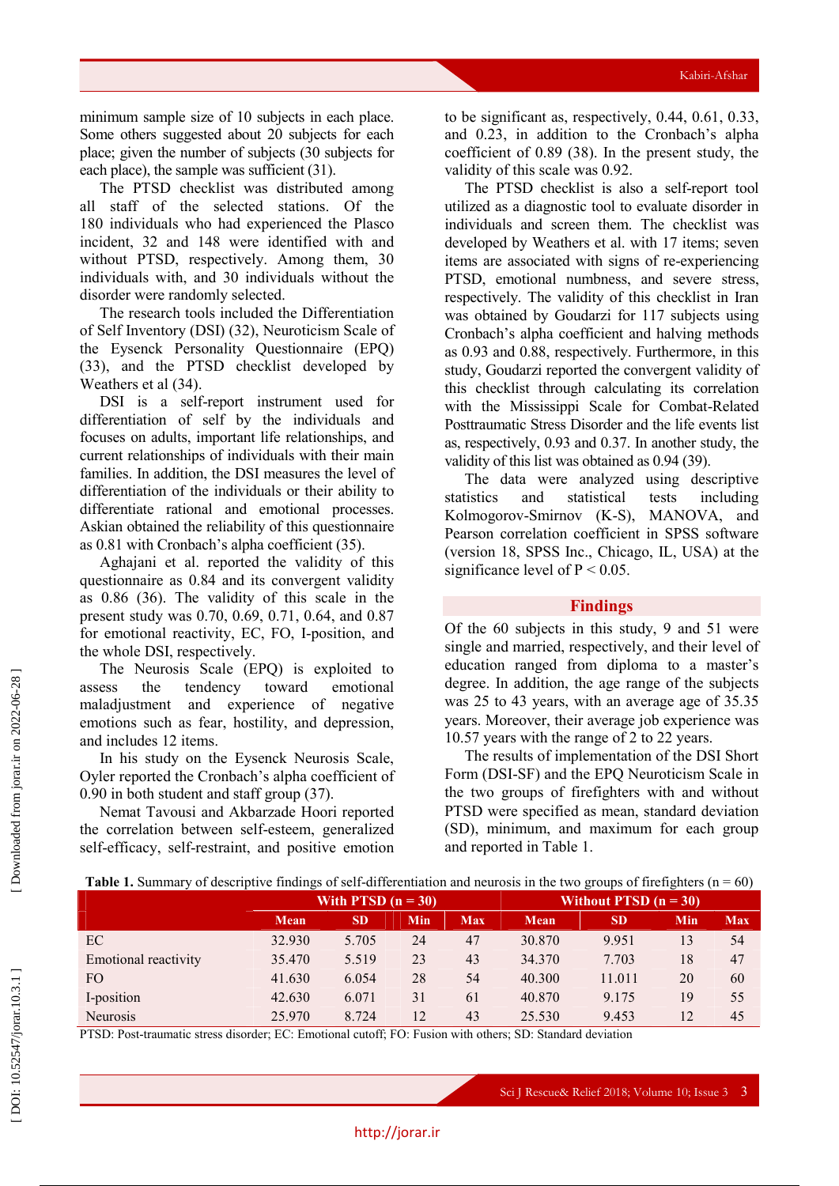minimum sample size of 10 subjects in each place. Some others suggested about 20 subjects for each place; given the number of subjects (30 subjects for each place), the sample was sufficient (31).

The PTSD checklist was distributed among all staff of the selected stations. Of the 180 individuals who had experienced the Plasco incident, 32 and 148 were identified with and without PTSD, respectively. Among them, 30 individuals with, and 30 individuals without the disorder were randomly selected.

The research tools included the Differentiation of Self Inventory (DSI) (32), Neuroticism Scale of the Eysenck Personality Questionnaire (EPQ) (33), and the PTSD checklist developed by Weathers et al (34).

DSI is a self-report instrument used for differentiation of self by the individuals and focuses on adults, important life relationships, and current relationships of individuals with their main families. In addition, the DSI measures the level of differentiation of the individuals or their ability to differentiate rational and emotional processes. Askian obtained the reliability of this questionnaire as 0.81 with Cronbach's alpha coefficient (35).

Aghajani et al. reported the validity of this questionnaire as 0.84 and its convergent validity as 0.86 (36). The validity of this scale in the present study was 0.70, 0.69, 0.71, 0.64, and 0.87 for emotional reactivity, EC, FO, I-position, and the whole DSI, respectively.

The Neurosis Scale (EPQ) is exploited to assess the tendency toward emotional maladjustment and experience of negative emotions such as fear, hostility, and depression, and includes 12 items.

In his study on the Eysenck Neurosis Scale, Oyler reported the Cronbach's alpha coefficient of 0.90 in both student and staff group (37).

Nemat Tavousi and Akbarzade Hoori reported the correlation between self-esteem, generalized self-efficacy, self-restraint, and positive emotion to be significant as, respectively, 0.44, 0.61, 0.33, and 0.23, in addition to the Cronbach's alpha coefficient of 0.89 (38). In the present study, the validity of this scale was 0.92.

The PTSD checklist is also a self-report tool utilized as a diagnostic tool to evaluate disorder in individuals and screen them. The checklist was developed by Weathers et al. with 17 items; seven items are associated with signs of re-experiencing PTSD, emotional numbness, and severe stress, respectively. The validity of this checklist in Iran was obtained by Goudarzi for 117 subjects using Cronbach's alpha coefficient and halving methods as 0.93 and 0.88, respectively. Furthermore, in this study, Goudarzi reported the convergent validity of this checklist through calculating its correlation with the Mississippi Scale for Combat-Related Posttraumatic Stress Disorder and the life events list as, respectively, 0.93 and 0.37. In another study, the validity of this list was obtained as 0.94 (39).

The data were analyzed using descriptive statistics and statistical tests including Kolmogorov-Smirnov (K-S), MANOVA, and Pearson correlation coefficient in SPSS software (version 18, SPSS Inc., Chicago, IL, USA) at the significance level of $P < 0.05$.

## Findings

Of the 60 subjects in this study, 9 and 51 were single and married, respectively, and their level of education ranged from diploma to a master's degree. In addition, the age range of the subjects was 25 to 43 years, with an average age of 35.35 years. Moreover, their average job experience was 10.57 years with the range of 2 to 22 years.

The results of implementation of the DSI Short Form (DSI-SF) and the EPQ Neuroticism Scale in the two groups of firefighters with and without PTSD were specified as mean, standard deviation (SD), minimum, and maximum for each group and reported in Table 1.

**Table 1.** Summary of descriptive findings of self-differentiation and neurosis in the two groups of firefighters (n = 60)

| | With PTSD (n = 30) | | | | Without PTSD (n = 30) | | | |
|---|---|---|---|---|---|---|---|---|
| | Mean | SD | Min | Max | Mean | SD | Min | Max |
| EC | 32.930 | 5.705 | 24 | 47 | 30.870 | 9.951 | 13 | 54 |
| Emotional reactivity | 35.470 | 5.519 | 23 | 43 | 34.370 | 7.703 | 18 | 47 |
| FO | 41.630 | 6.054 | 28 | 54 | 40.300 | 11.011 | 20 | 60 |
| I-position | 42.630 | 6.071 | 31 | 61 | 40.870 | 9.175 | 19 | 55 |
| Neurosis | 25.970 | 8.724 | 12 | 43 | 25.530 | 9.453 | 12 | 45 |

PTSD: Post-traumatic stress disorder; EC: Emotional cutoff; FO: Fusion with others; SD: Standard deviation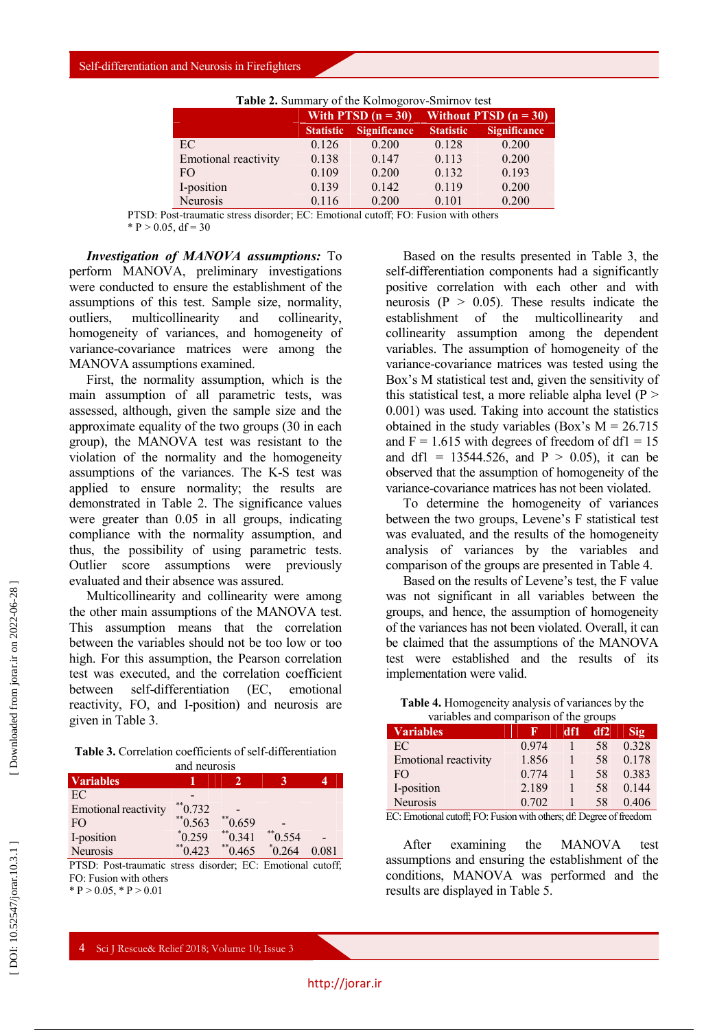**Table 2.** Summary of the Kolmogorov-Smirnov test

| | With PTSD (n = 30) | | Without PTSD (n = 30) | |
|---|---|---|---|---|
| | Statistic | Significance | Statistic | Significance |
| EC | 0.126 | 0.200 | 0.128 | 0.200 |
| Emotional reactivity | 0.138 | 0.147 | 0.113 | 0.200 |
| FO | 0.109 | 0.200 | 0.132 | 0.193 |
| I-position | 0.139 | 0.142 | 0.119 | 0.200 |
| Neurosis | 0.116 | 0.200 | 0.101 | 0.200 |

PTSD: Post-traumatic stress disorder; EC: Emotional cutoff; FO: Fusion with others
* P > 0.05, df = 30

***Investigation of MANOVA assumptions:*** To perform MANOVA, preliminary investigations were conducted to ensure the establishment of the assumptions of this test. Sample size, normality, outliers, multicollinearity and collinearity, homogeneity of variances, and homogeneity of variance-covariance matrices were among the MANOVA assumptions examined.

First, the normality assumption, which is the main assumption of all parametric tests, was assessed, although, given the sample size and the approximate equality of the two groups (30 in each group), the MANOVA test was resistant to the violation of the normality and the homogeneity assumptions of the variances. The K-S test was applied to ensure normality; the results are demonstrated in Table 2. The significance values were greater than 0.05 in all groups, indicating compliance with the normality assumption, and thus, the possibility of using parametric tests. Outlier score assumptions were previously evaluated and their absence was assured.

Multicollinearity and collinearity were among the other main assumptions of the MANOVA test. This assumption means that the correlation between the variables should not be too low or too high. For this assumption, the Pearson correlation test was executed, and the correlation coefficient between self-differentiation (EC, emotional reactivity, FO, and I-position) and neurosis are given in Table 3.

**Table 3.** Correlation coefficients of self-differentiation and neurosis

| Variables | 1 | 2 | 3 | 4 |
|---|---|---|---|---|
| EC | - | | | |
| Emotional reactivity | **0.732 | - | | |
| FO | **0.563 | **0.659 | - | |
| I-position | *0.259 | **0.341 | **0.554 | - |
| Neurosis | **0.423 | **0.465 | *0.264 | 0.081 |

PTSD: Post-traumatic stress disorder; EC: Emotional cutoff; FO: Fusion with others
* P > 0.05, * P > 0.01

Based on the results presented in Table 3, the self-differentiation components had a significantly positive correlation with each other and with neurosis (P > 0.05). These results indicate the establishment of the multicollinearity and collinearity assumption among the dependent variables. The assumption of homogeneity of the variance-covariance matrices was tested using the Box's M statistical test and, given the sensitivity of this statistical test, a more reliable alpha level (P > 0.001) was used. Taking into account the statistics obtained in the study variables (Box's M = 26.715 and F = 1.615 with degrees of freedom of df1 = 15 and df1 = 13544.526, and P > 0.05), it can be observed that the assumption of homogeneity of the variance-covariance matrices has not been violated.

To determine the homogeneity of variances between the two groups, Levene's F statistical test was evaluated, and the results of the homogeneity analysis of variances by the variables and comparison of the groups are presented in Table 4.

Based on the results of Levene's test, the F value was not significant in all variables between the groups, and hence, the assumption of homogeneity of the variances has not been violated. Overall, it can be claimed that the assumptions of the MANOVA test were established and the results of its implementation were valid.

**Table 4.** Homogeneity analysis of variances by the variables and comparison of the groups

| Variables | F | df1 | df2 | Sig |
|---|---|---|---|---|
| EC | 0.974 | 1 | 58 | 0.328 |
| Emotional reactivity | 1.856 | 1 | 58 | 0.178 |
| FO | 0.774 | 1 | 58 | 0.383 |
| I-position | 2.189 | 1 | 58 | 0.144 |
| Neurosis | 0.702 | 1 | 58 | 0.406 |

EC: Emotional cutoff; FO: Fusion with others; df: Degree of freedom

After examining the MANOVA test assumptions and ensuring the establishment of the conditions, MANOVA was performed and the results are displayed in Table 5.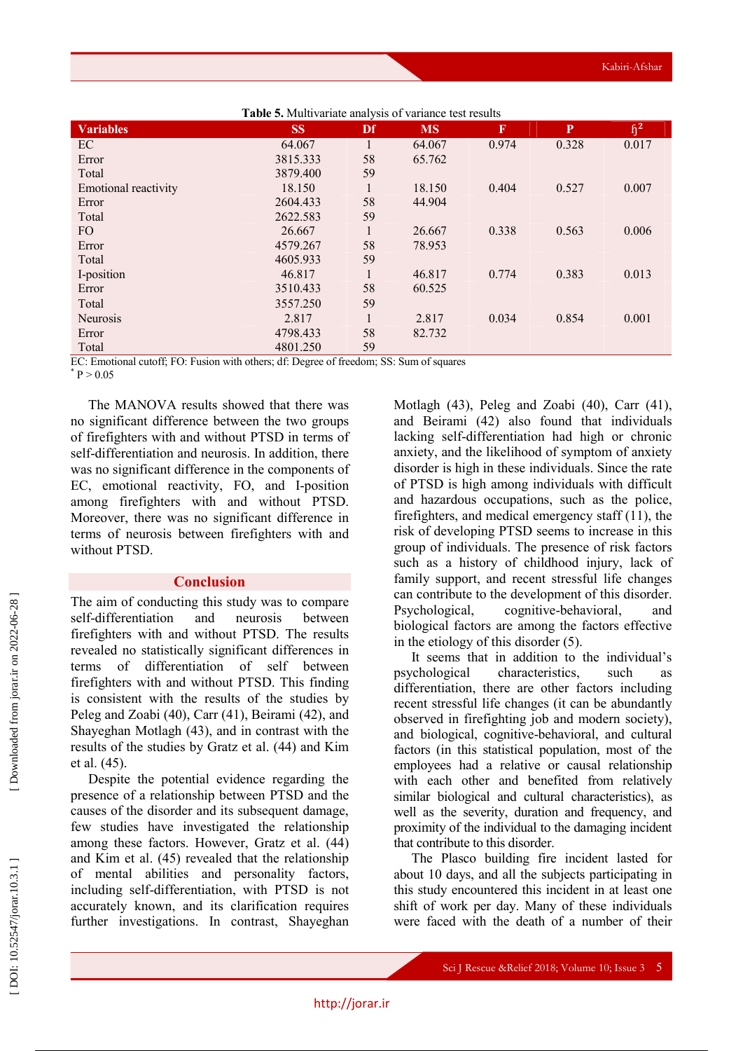**Table 5.** Multivariate analysis of variance test results

| Variables | SS | Df | MS | F | P | $\eta^2$ |
|---|---|---|---|---|---|---|
| EC | 64.067 | 1 | 64.067 | 0.974 | 0.328 | 0.017 |
| Error | 3815.333 | 58 | 65.762 | | | |
| Total | 3879.400 | 59 | | | | |
| Emotional reactivity | 18.150 | 1 | 18.150 | 0.404 | 0.527 | 0.007 |
| Error | 2604.433 | 58 | 44.904 | | | |
| Total | 2622.583 | 59 | | | | |
| FO | 26.667 | 1 | 26.667 | 0.338 | 0.563 | 0.006 |
| Error | 4579.267 | 58 | 78.953 | | | |
| Total | 4605.933 | 59 | | | | |
| I-position | 46.817 | 1 | 46.817 | 0.774 | 0.383 | 0.013 |
| Error | 3510.433 | 58 | 60.525 | | | |
| Total | 3557.250 | 59 | | | | |
| Neurosis | 2.817 | 1 | 2.817 | 0.034 | 0.854 | 0.001 |
| Error | 4798.433 | 58 | 82.732 | | | |
| Total | 4801.250 | 59 | | | | |

EC: Emotional cutoff; FO: Fusion with others; df: Degree of freedom; SS: Sum of squares
* $P > 0.05$

The MANOVA results showed that there was no significant difference between the two groups of firefighters with and without PTSD in terms of self-differentiation and neurosis. In addition, there was no significant difference in the components of EC, emotional reactivity, FO, and I-position among firefighters with and without PTSD. Moreover, there was no significant difference in terms of neurosis between firefighters with and without PTSD.

## Conclusion

The aim of conducting this study was to compare self-differentiation and neurosis between firefighters with and without PTSD. The results revealed no statistically significant differences in terms of differentiation of self between firefighters with and without PTSD. This finding is consistent with the results of the studies by Peleg and Zoabi (40), Carr (41), Beirami (42), and Shayeghan Motlagh (43), and in contrast with the results of the studies by Gratz et al. (44) and Kim et al. (45).

Despite the potential evidence regarding the presence of a relationship between PTSD and the causes of the disorder and its subsequent damage, few studies have investigated the relationship among these factors. However, Gratz et al. (44) and Kim et al. (45) revealed that the relationship of mental abilities and personality factors, including self-differentiation, with PTSD is not accurately known, and its clarification requires further investigations. In contrast, Shayeghan Motlagh (43), Peleg and Zoabi (40), Carr (41), and Beirami (42) also found that individuals lacking self-differentiation had high or chronic anxiety, and the likelihood of symptom of anxiety disorder is high in these individuals. Since the rate of PTSD is high among individuals with difficult and hazardous occupations, such as the police, firefighters, and medical emergency staff (11), the risk of developing PTSD seems to increase in this group of individuals. The presence of risk factors such as a history of childhood injury, lack of family support, and recent stressful life changes can contribute to the development of this disorder. Psychological, cognitive-behavioral, and biological factors are among the factors effective in the etiology of this disorder (5).

It seems that in addition to the individual's psychological characteristics, such as differentiation, there are other factors including recent stressful life changes (it can be abundantly observed in firefighting job and modern society), and biological, cognitive-behavioral, and cultural factors (in this statistical population, most of the employees had a relative or causal relationship with each other and benefited from relatively similar biological and cultural characteristics), as well as the severity, duration and frequency, and proximity of the individual to the damaging incident that contribute to this disorder.

The Plasco building fire incident lasted for about 10 days, and all the subjects participating in this study encountered this incident in at least one shift of work per day. Many of these individuals were faced with the death of a number of their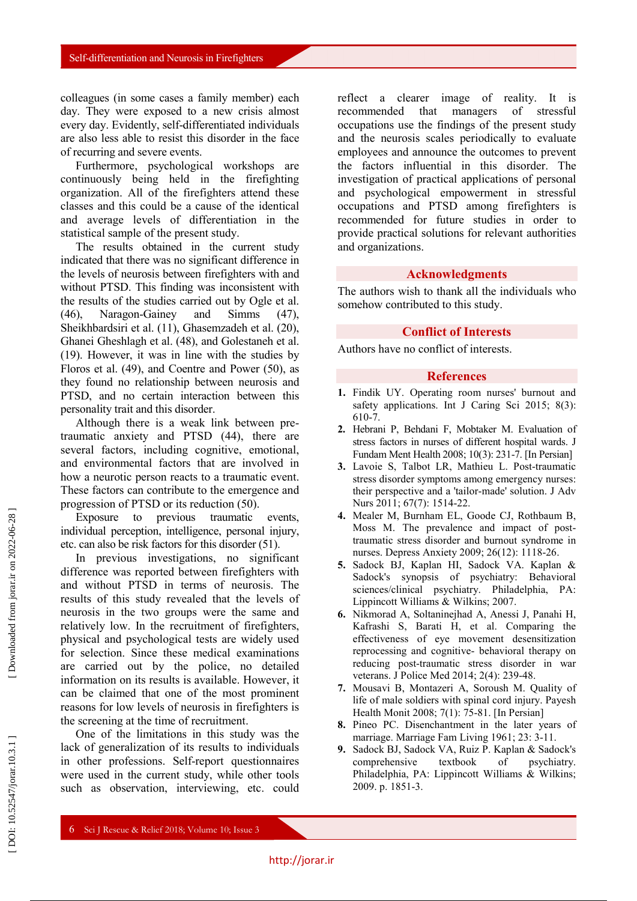colleagues (in some cases a family member) each day. They were exposed to a new crisis almost every day. Evidently, self-differentiated individuals are also less able to resist this disorder in the face of recurring and severe events.

Furthermore, psychological workshops are continuously being held in the firefighting organization. All of the firefighters attend these classes and this could be a cause of the identical and average levels of differentiation in the statistical sample of the present study.

The results obtained in the current study indicated that there was no significant difference in the levels of neurosis between firefighters with and without PTSD. This finding was inconsistent with the results of the studies carried out by Ogle et al. (46), Naragon-Gainey and Simms (47), Sheikhbardsiri et al. (11), Ghasemzadeh et al. (20), Ghanei Gheshlagh et al. (48), and Golestaneh et al. (19). However, it was in line with the studies by Floros et al. (49), and Coentre and Power (50), as they found no relationship between neurosis and PTSD, and no certain interaction between this personality trait and this disorder.

Although there is a weak link between pre-traumatic anxiety and PTSD (44), there are several factors, including cognitive, emotional, and environmental factors that are involved in how a neurotic person reacts to a traumatic event. These factors can contribute to the emergence and progression of PTSD or its reduction (50).

Exposure to previous traumatic events, individual perception, intelligence, personal injury, etc. can also be risk factors for this disorder (51).

In previous investigations, no significant difference was reported between firefighters with and without PTSD in terms of neurosis. The results of this study revealed that the levels of neurosis in the two groups were the same and relatively low. In the recruitment of firefighters, physical and psychological tests are widely used for selection. Since these medical examinations are carried out by the police, no detailed information on its results is available. However, it can be claimed that one of the most prominent reasons for low levels of neurosis in firefighters is the screening at the time of recruitment.

One of the limitations in this study was the lack of generalization of its results to individuals in other professions. Self-report questionnaires were used in the current study, while other tools such as observation, interviewing, etc. could reflect a clearer image of reality. It is recommended that managers of stressful occupations use the findings of the present study and the neurosis scales periodically to evaluate employees and announce the outcomes to prevent the factors influential in this disorder. The investigation of practical applications of personal and psychological empowerment in stressful occupations and PTSD among firefighters is recommended for future studies in order to provide practical solutions for relevant authorities and organizations.

## Acknowledgments

The authors wish to thank all the individuals who somehow contributed to this study.

## Conflict of Interests

Authors have no conflict of interests.

## References

1. Findik UY. Operating room nurses' burnout and safety applications. Int J Caring Sci 2015; 8(3): 610-7.
2. Hebrani P, Behdani F, Mobtaker M. Evaluation of stress factors in nurses of different hospital wards. J Fundam Ment Health 2008; 10(3): 231-7. [In Persian]
3. Lavoie S, Talbot LR, Mathieu L. Post-traumatic stress disorder symptoms among emergency nurses: their perspective and a 'tailor-made' solution. J Adv Nurs 2011; 67(7): 1514-22.
4. Mealer M, Burnham EL, Goode CJ, Rothbaum B, Moss M. The prevalence and impact of post-traumatic stress disorder and burnout syndrome in nurses. Depress Anxiety 2009; 26(12): 1118-26.
5. Sadock BJ, Kaplan HI, Sadock VA. Kaplan & Sadock's synopsis of psychiatry: Behavioral sciences/clinical psychiatry. Philadelphia, PA: Lippincott Williams & Wilkins; 2007.
6. Nikmorad A, Soltaninejhad A, Anessi J, Panahi H, Kafrashi S, Barati H, et al. Comparing the effectiveness of eye movement desensitization reprocessing and cognitive- behavioral therapy on reducing post-traumatic stress disorder in war veterans. J Police Med 2014; 2(4): 239-48.
7. Mousavi B, Montazeri A, Soroush M. Quality of life of male soldiers with spinal cord injury. Payesh Health Monit 2008; 7(1): 75-81. [In Persian]
8. Pineo PC. Disenchantment in the later years of marriage. Marriage Fam Living 1961; 23: 3-11.
9. Sadock BJ, Sadock VA, Ruiz P. Kaplan & Sadock's comprehensive textbook of psychiatry. Philadelphia, PA: Lippincott Williams & Wilkins; 2009. p. 1851-3.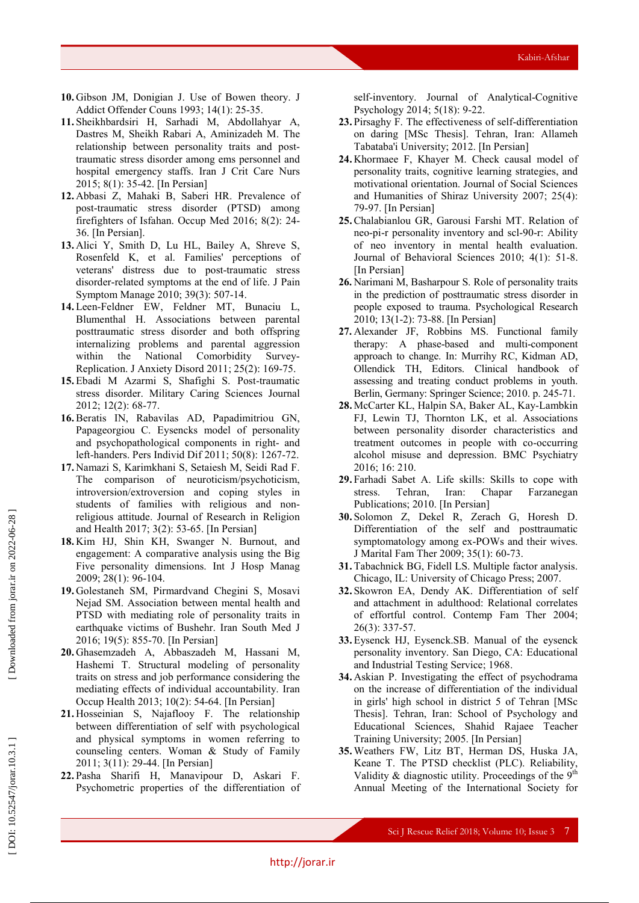10. Gibson JM, Donigian J. Use of Bowen theory. J Addict Offender Couns 1993; 14(1): 25-35.
11. Sheikhbardsiri H, Sarhadi M, Abdollahyar A, Dastres M, Sheikh Rabari A, Aminizadeh M. The relationship between personality traits and post-traumatic stress disorder among ems personnel and hospital emergency staffs. Iran J Crit Care Nurs 2015; 8(1): 35-42. [In Persian]
12. Abbasi Z, Mahaki B, Saberi HR. Prevalence of post-traumatic stress disorder (PTSD) among firefighters of Isfahan. Occup Med 2016; 8(2): 24-36. [In Persian].
13. Alici Y, Smith D, Lu HL, Bailey A, Shreve S, Rosenfeld K, et al. Families' perceptions of veterans' distress due to post-traumatic stress disorder-related symptoms at the end of life. J Pain Symptom Manage 2010; 39(3): 507-14.
14. Leen-Feldner EW, Feldner MT, Bunaciu L, Blumenthal H. Associations between parental posttraumatic stress disorder and both offspring internalizing problems and parental aggression within the National Comorbidity Survey-Replication. J Anxiety Disord 2011; 25(2): 169-75.
15. Ebadi M Azarmi S, Shafighi S. Post-traumatic stress disorder. Military Caring Sciences Journal 2012; 12(2): 68-77.
16. Beratis IN, Rabavilas AD, Papadimitriou GN, Papageorgiou C. Eysencks model of personality and psychopathological components in right- and left-handers. Pers Individ Dif 2011; 50(8): 1267-72.
17. Namazi S, Karimkhani S, Setaiesh M, Seidi Rad F. The comparison of neuroticism/psychoticism, introversion/extroversion and coping styles in students of families with religious and non-religious attitude. Journal of Research in Religion and Health 2017; 3(2): 53-65. [In Persian]
18. Kim HJ, Shin KH, Swanger N. Burnout, and engagement: A comparative analysis using the Big Five personality dimensions. Int J Hosp Manag 2009; 28(1): 96-104.
19. Golestaneh SM, Pirmardvand Chegini S, Mosavi Nejad SM. Association between mental health and PTSD with mediating role of personality traits in earthquake victims of Bushehr. Iran South Med J 2016; 19(5): 855-70. [In Persian]
20. Ghasemzadeh A, Abbaszadeh M, Hassani M, Hashemi T. Structural modeling of personality traits on stress and job performance considering the mediating effects of individual accountability. Iran Occup Health 2013; 10(2): 54-64. [In Persian]
21. Hosseinian S, Najaflooy F. The relationship between differentiation of self with psychological and physical symptoms in women referring to counseling centers. Woman & Study of Family 2011; 3(11): 29-44. [In Persian]
22. Pasha Sharifi H, Manavipour D, Askari F. Psychometric properties of the differentiation of self-inventory. Journal of Analytical-Cognitive Psychology 2014; 5(18): 9-22.
23. Pirsaghy F. The effectiveness of self-differentiation on daring [MSc Thesis]. Tehran, Iran: Allameh Tabataba'i University; 2012. [In Persian]
24. Khormaee F, Khayer M. Check causal model of personality traits, cognitive learning strategies, and motivational orientation. Journal of Social Sciences and Humanities of Shiraz University 2007; 25(4): 79-97. [In Persian]
25. Chalabianlou GR, Garousi Farshi MT. Relation of neo-pi-r personality inventory and scl-90-r: Ability of neo inventory in mental health evaluation. Journal of Behavioral Sciences 2010; 4(1): 51-8. [In Persian]
26. Narimani M, Basharpour S. Role of personality traits in the prediction of posttraumatic stress disorder in people exposed to trauma. Psychological Research 2010; 13(1-2): 73-88. [In Persian]
27. Alexander JF, Robbins MS. Functional family therapy: A phase-based and multi-component approach to change. In: Murrihy RC, Kidman AD, Ollendick TH, Editors. Clinical handbook of assessing and treating conduct problems in youth. Berlin, Germany: Springer Science; 2010. p. 245-71.
28. McCarter KL, Halpin SA, Baker AL, Kay-Lambkin FJ, Lewin TJ, Thornton LK, et al. Associations between personality disorder characteristics and treatment outcomes in people with co-occurring alcohol misuse and depression. BMC Psychiatry 2016; 16: 210.
29. Farhadi Sabet A. Life skills: Skills to cope with stress. Tehran, Iran: Chapar Farzanegan Publications; 2010. [In Persian]
30. Solomon Z, Dekel R, Zerach G, Horesh D. Differentiation of the self and posttraumatic symptomatology among ex-POWs and their wives. J Marital Fam Ther 2009; 35(1): 60-73.
31. Tabachnick BG, Fidell LS. Multiple factor analysis. Chicago, IL: University of Chicago Press; 2007.
32. Skowron EA, Dendy AK. Differentiation of self and attachment in adulthood: Relational correlates of effortful control. Contemp Fam Ther 2004; 26(3): 337-57.
33. Eysenck HJ, Eysenck.SB. Manual of the eysenck personality inventory. San Diego, CA: Educational and Industrial Testing Service; 1968.
34. Askian P. Investigating the effect of psychodrama on the increase of differentiation of the individual in girls' high school in district 5 of Tehran [MSc Thesis]. Tehran, Iran: School of Psychology and Educational Sciences, Shahid Rajaee Teacher Training University; 2005. [In Persian]
35. Weathers FW, Litz BT, Herman DS, Huska JA, Keane T. The PTSD checklist (PLC). Reliability, Validity & diagnostic utility. Proceedings of the 9th Annual Meeting of the International Society for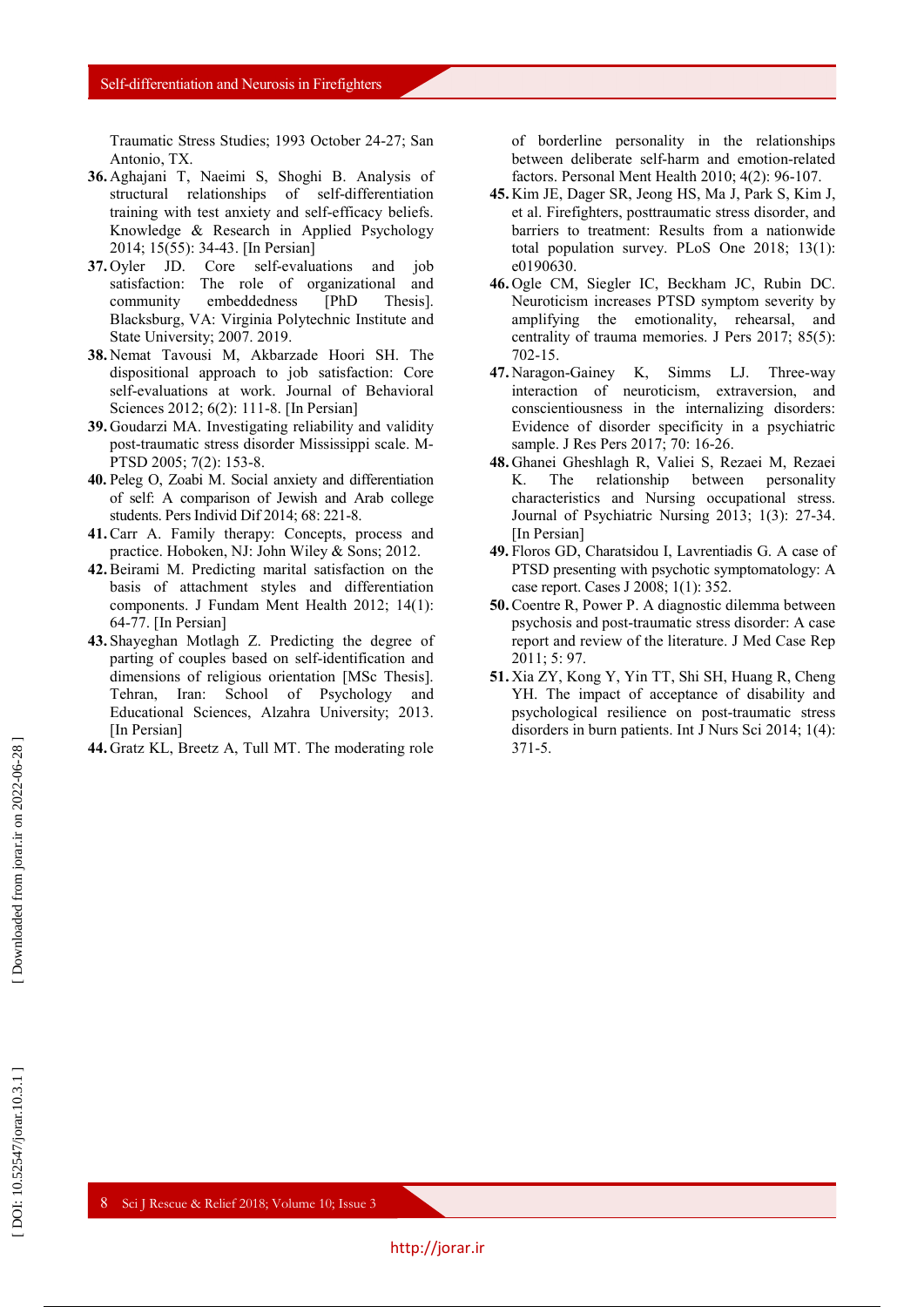Traumatic Stress Studies; 1993 October 24-27; San Antonio, TX.

36. Aghajani T, Naeimi S, Shoghi B. Analysis of structural relationships of self-differentiation training with test anxiety and self-efficacy beliefs. Knowledge & Research in Applied Psychology 2014; 15(55): 34-43. [In Persian]
37. Oyler JD. Core self-evaluations and job satisfaction: The role of organizational and community embeddedness [PhD Thesis]. Blacksburg, VA: Virginia Polytechnic Institute and State University; 2007. 2019.
38. Nemat Tavousi M, Akbarzade Hoori SH. The dispositional approach to job satisfaction: Core self-evaluations at work. Journal of Behavioral Sciences 2012; 6(2): 111-8. [In Persian]
39. Goudarzi MA. Investigating reliability and validity post-traumatic stress disorder Mississippi scale. M-PTSD 2005; 7(2): 153-8.
40. Peleg O, Zoabi M. Social anxiety and differentiation of self: A comparison of Jewish and Arab college students. Pers Individ Dif 2014; 68: 221-8.
41. Carr A. Family therapy: Concepts, process and practice. Hoboken, NJ: John Wiley & Sons; 2012.
42. Beirami M. Predicting marital satisfaction on the basis of attachment styles and differentiation components. J Fundam Ment Health 2012; 14(1): 64-77. [In Persian]
43. Shayeghan Motlagh Z. Predicting the degree of parting of couples based on self-identification and dimensions of religious orientation [MSc Thesis]. Tehran, Iran: School of Psychology and Educational Sciences, Alzahra University; 2013. [In Persian]
44. Gratz KL, Breetz A, Tull MT. The moderating role of borderline personality in the relationships between deliberate self-harm and emotion-related factors. Personal Ment Health 2010; 4(2): 96-107.
45. Kim JE, Dager SR, Jeong HS, Ma J, Park S, Kim J, et al. Firefighters, posttraumatic stress disorder, and barriers to treatment: Results from a nationwide total population survey. PLoS One 2018; 13(1): e0190630.
46. Ogle CM, Siegler IC, Beckham JC, Rubin DC. Neuroticism increases PTSD symptom severity by amplifying the emotionality, rehearsal, and centrality of trauma memories. J Pers 2017; 85(5): 702-15.
47. Naragon-Gainey K, Simms LJ. Three-way interaction of neuroticism, extraversion, and conscientiousness in the internalizing disorders: Evidence of disorder specificity in a psychiatric sample. J Res Pers 2017; 70: 16-26.
48. Ghanei Gheshlagh R, Valiei S, Rezaei M, Rezaei K. The relationship between personality characteristics and Nursing occupational stress. Journal of Psychiatric Nursing 2013; 1(3): 27-34. [In Persian]
49. Floros GD, Charatsidou I, Lavrentiadis G. A case of PTSD presenting with psychotic symptomatology: A case report. Cases J 2008; 1(1): 352.
50. Coentre R, Power P. A diagnostic dilemma between psychosis and post-traumatic stress disorder: A case report and review of the literature. J Med Case Rep 2011; 5: 97.
51. Xia ZY, Kong Y, Yin TT, Shi SH, Huang R, Cheng YH. The impact of acceptance of disability and psychological resilience on post-traumatic stress disorders in burn patients. Int J Nurs Sci 2014; 1(4): 371-5.